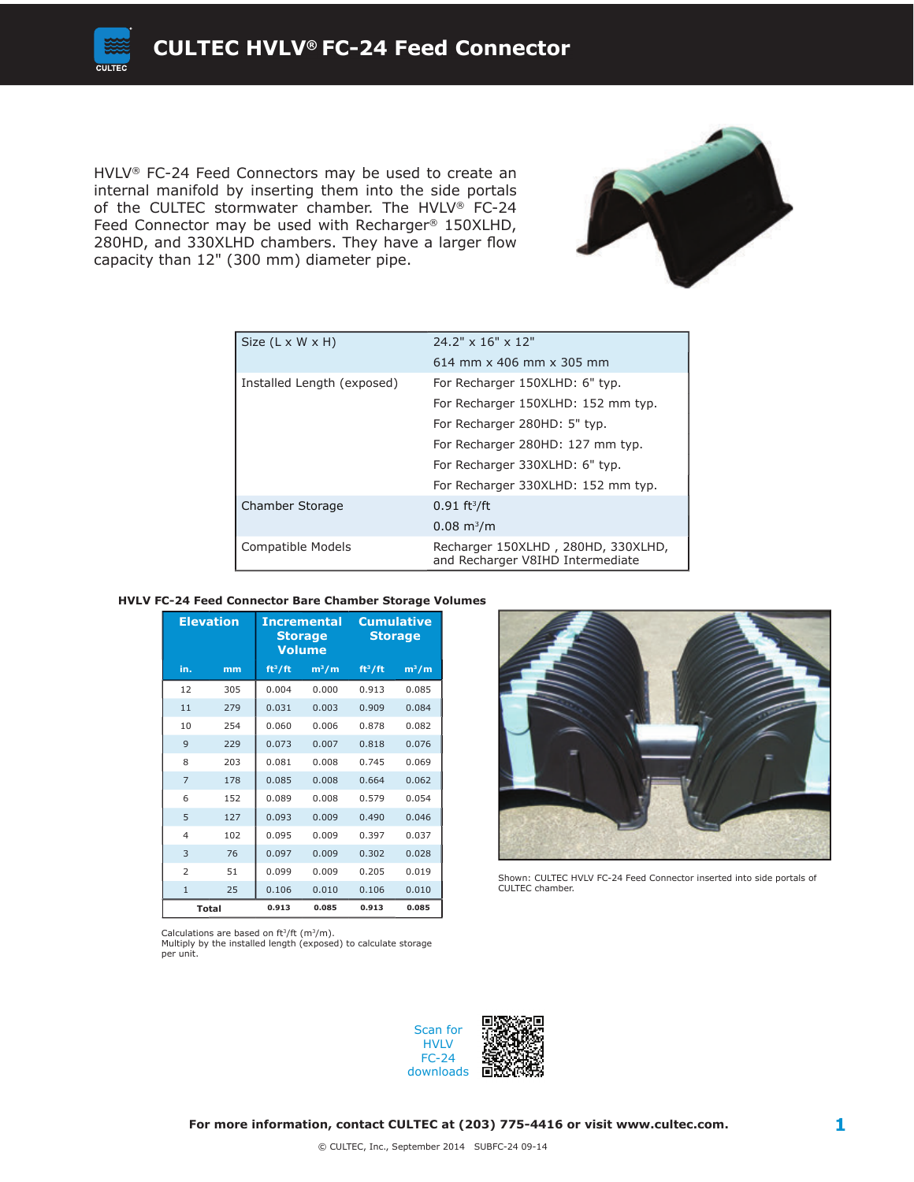# CULTEC HVLV® FC-24 Feed Connector

HVLV® FC-24 Feed Connectors may be used to create an internal manifold by inserting them into the side portals of the CULTEC stormwater chamber. The HVLV® FC-24 Feed Connector may be used with Recharger® 150XLHD, 280HD, and 330XLHD chambers. They have a larger flow capacity than 12" (300 mm) diameter pipe.

| | |
|---|---|
| Size (L x W x H) | 24.2" x 16" x 12"<br>614 mm x 406 mm x 305 mm |
| Installed Length (exposed) | For Recharger 150XLHD: 6" typ.<br>For Recharger 150XLHD: 152 mm typ.<br>For Recharger 280HD: 5" typ.<br>For Recharger 280HD: 127 mm typ.<br>For Recharger 330XLHD: 6" typ.<br>For Recharger 330XLHD: 152 mm typ. |
| Chamber Storage | 0.91 ft³/ft<br>0.08 m³/m |
| Compatible Models | Recharger 150XLHD , 280HD, 330XLHD, and Recharger V8IHD Intermediate |

**HVLV FC-24 Feed Connector Bare Chamber Storage Volumes**

| Elevation | | Incremental Storage Volume | | Cumulative Storage | |
|---|---|---|---|---|---|
| in. | mm | ft³/ft | m³/m | ft³/ft | m³/m |
| 12 | 305 | 0.004 | 0.000 | 0.913 | 0.085 |
| 11 | 279 | 0.031 | 0.003 | 0.909 | 0.084 |
| 10 | 254 | 0.060 | 0.006 | 0.878 | 0.082 |
| 9 | 229 | 0.073 | 0.007 | 0.818 | 0.076 |
| 8 | 203 | 0.081 | 0.008 | 0.745 | 0.069 |
| 7 | 178 | 0.085 | 0.008 | 0.664 | 0.062 |
| 6 | 152 | 0.089 | 0.008 | 0.579 | 0.054 |
| 5 | 127 | 0.093 | 0.009 | 0.490 | 0.046 |
| 4 | 102 | 0.095 | 0.009 | 0.397 | 0.037 |
| 3 | 76 | 0.097 | 0.009 | 0.302 | 0.028 |
| 2 | 51 | 0.099 | 0.009 | 0.205 | 0.019 |
| 1 | 25 | 0.106 | 0.010 | 0.106 | 0.010 |
| **Total** | | **0.913** | **0.085** | **0.913** | **0.085** |

Calculations are based on ft³/ft (m³/m).
Multiply by the installed length (exposed) to calculate storage per unit.

Shown: CULTEC HVLV FC-24 Feed Connector inserted into side portals of CULTEC chamber.

Scan for HVLV FC-24 downloads

**For more information, contact CULTEC at (203) 775-4416 or visit www.cultec.com.**

© CULTEC, Inc., September 2014 SUBFC-24 09-14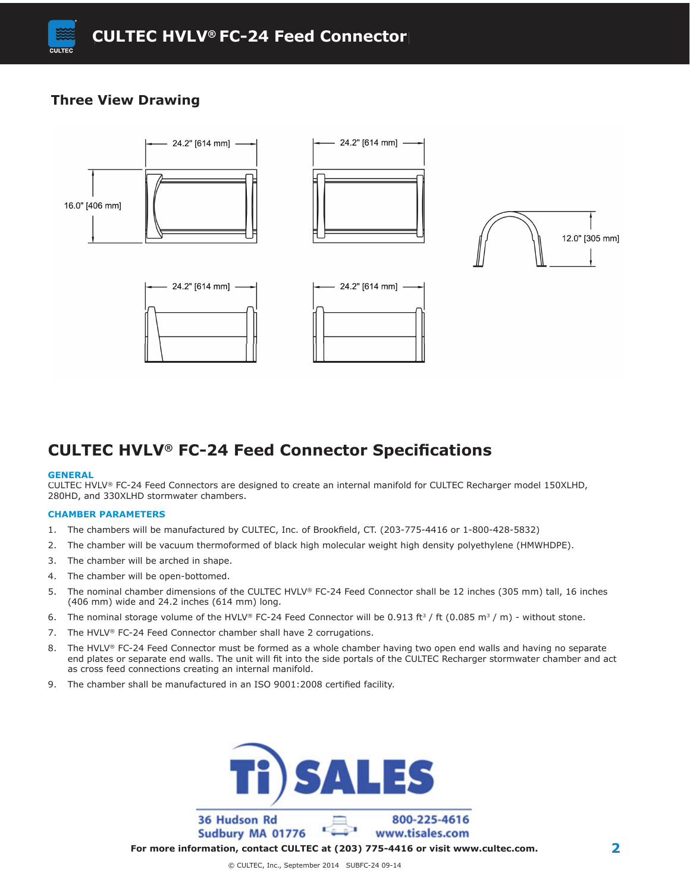## Three View Drawing

24.2" [614 mm]

24.2" [614 mm]

16.0" [406 mm]

12.0" [305 mm]

24.2" [614 mm]

24.2" [614 mm]

# CULTEC HVLV® FC-24 Feed Connector Specifications

**GENERAL**

CULTEC HVLV® FC-24 Feed Connectors are designed to create an internal manifold for CULTEC Recharger model 150XLHD, 280HD, and 330XLHD stormwater chambers.

**CHAMBER PARAMETERS**

1. The chambers will be manufactured by CULTEC, Inc. of Brookfield, CT. (203-775-4416 or 1-800-428-5832)
2. The chamber will be vacuum thermoformed of black high molecular weight high density polyethylene (HMWHDPE).
3. The chamber will be arched in shape.
4. The chamber will be open-bottomed.
5. The nominal chamber dimensions of the CULTEC HVLV® FC-24 Feed Connector shall be 12 inches (305 mm) tall, 16 inches (406 mm) wide and 24.2 inches (614 mm) long.
6. The nominal storage volume of the HVLV® FC-24 Feed Connector will be 0.913 $ft^3$ / ft (0.085 $m^3$ / m) - without stone.
7. The HVLV® FC-24 Feed Connector chamber shall have 2 corrugations.
8. The HVLV® FC-24 Feed Connector must be formed as a whole chamber having two open end walls and having no separate end plates or separate end walls. The unit will fit into the side portals of the CULTEC Recharger stormwater chamber and act as cross feed connections creating an internal manifold.
9. The chamber shall be manufactured in an ISO 9001:2008 certified facility.

Ti SALES

36 Hudson Rd
Sudbury MA 01776

800-225-4616
www.tisales.com

**For more information, contact CULTEC at (203) 775-4416 or visit www.cultec.com.**

© CULTEC, Inc., September 2014 SUBFC-24 09-14